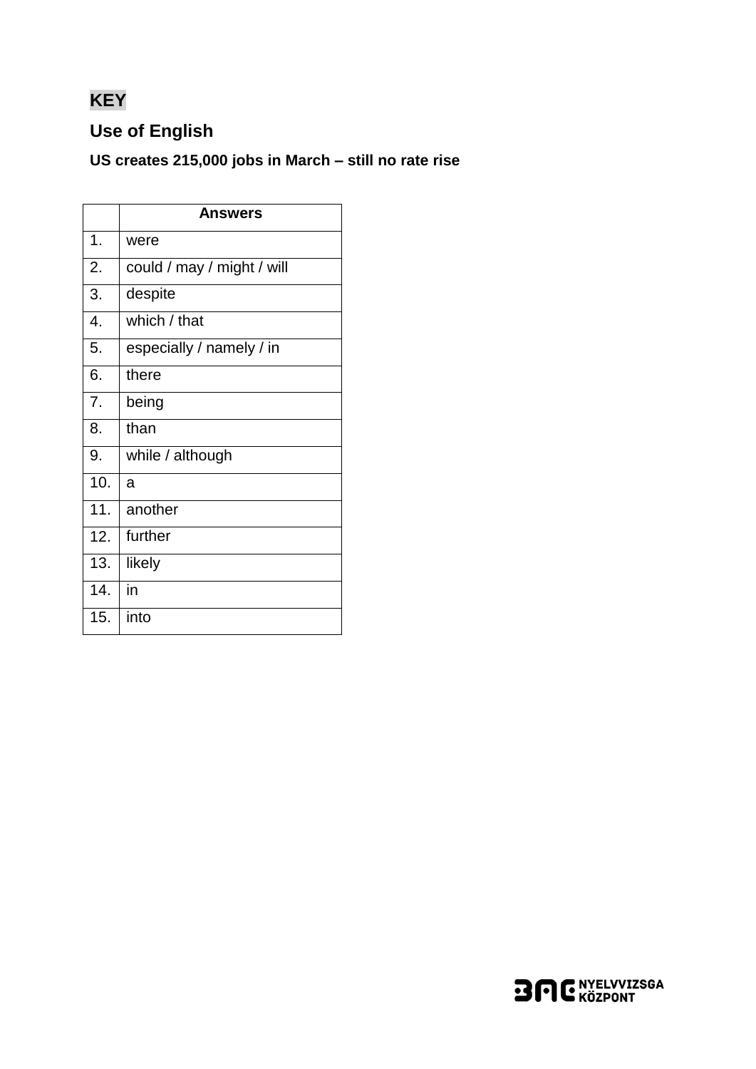**KEY**

## Use of English

### US creates 215,000 jobs in March – still no rate rise

| | Answers |
|---|---|
| 1. | were |
| 2. | could / may / might / will |
| 3. | despite |
| 4. | which / that |
| 5. | especially / namely / in |
| 6. | there |
| 7. | being |
| 8. | than |
| 9. | while / although |
| 10. | a |
| 11. | another |
| 12. | further |
| 13. | likely |
| 14. | in |
| 15. | into |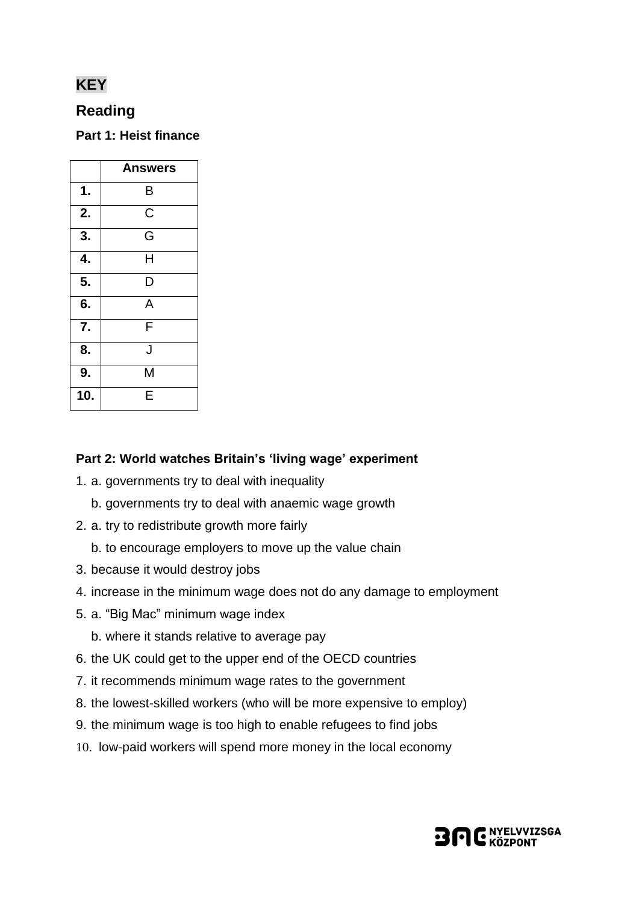## KEY

## Reading

### Part 1: Heist finance

| | Answers |
|---|---|
| 1. | B |
| 2. | C |
| 3. | G |
| 4. | H |
| 5. | D |
| 6. | A |
| 7. | F |
| 8. | J |
| 9. | M |
| 10. | E |

### Part 2: World watches Britain's 'living wage' experiment

1. a. governments try to deal with inequality
   b. governments try to deal with anaemic wage growth
2. a. try to redistribute growth more fairly
   b. to encourage employers to move up the value chain
3. because it would destroy jobs
4. increase in the minimum wage does not do any damage to employment
5. a. "Big Mac" minimum wage index
   b. where it stands relative to average pay
6. the UK could get to the upper end of the OECD countries
7. it recommends minimum wage rates to the government
8. the lowest-skilled workers (who will be more expensive to employ)
9. the minimum wage is too high to enable refugees to find jobs
10. low-paid workers will spend more money in the local economy